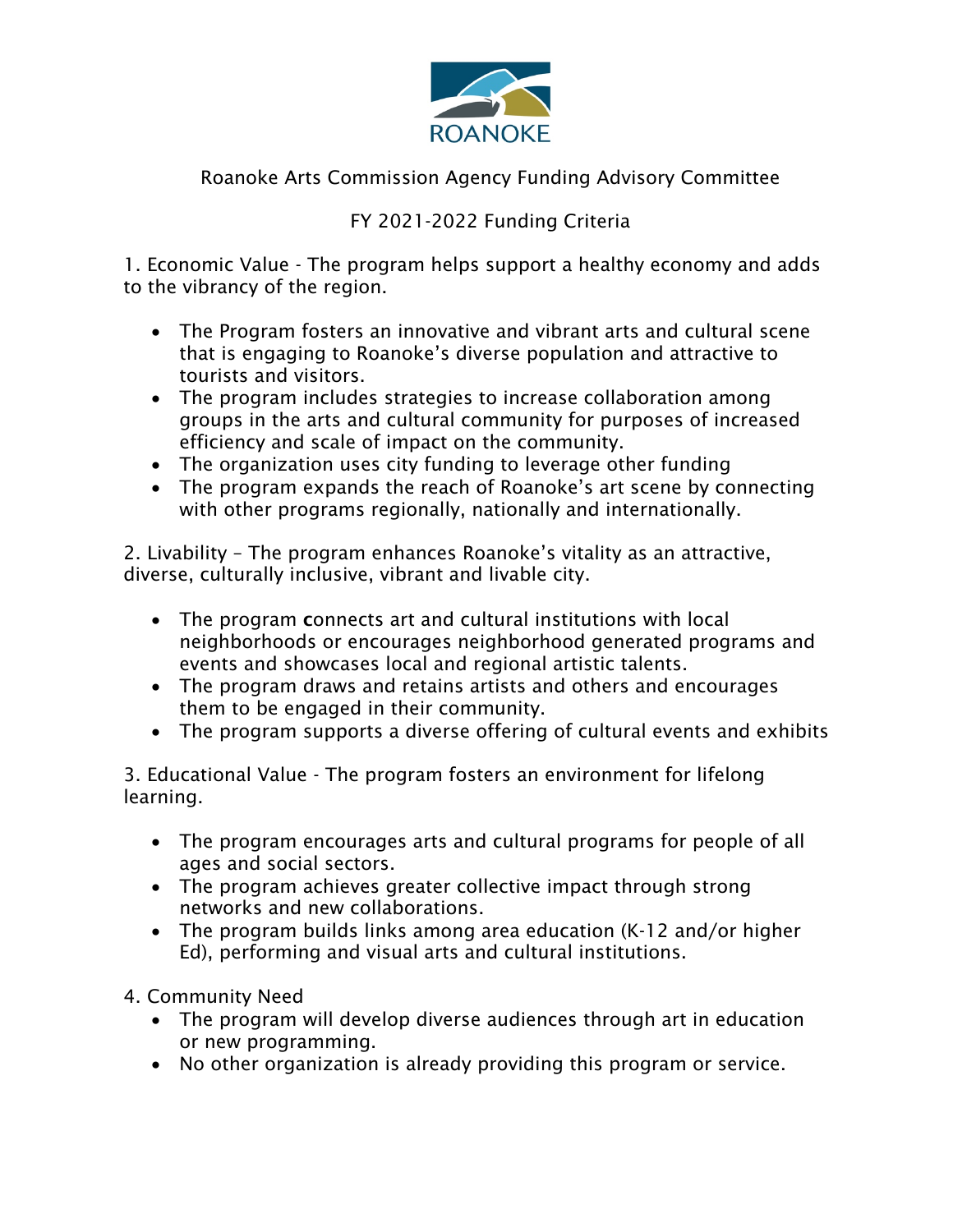ROANOKE

Roanoke Arts Commission Agency Funding Advisory Committee

FY 2021-2022 Funding Criteria

1. Economic Value - The program helps support a healthy economy and adds to the vibrancy of the region.

- The Program fosters an innovative and vibrant arts and cultural scene that is engaging to Roanoke's diverse population and attractive to tourists and visitors.
- The program includes strategies to increase collaboration among groups in the arts and cultural community for purposes of increased efficiency and scale of impact on the community.
- The organization uses city funding to leverage other funding
- The program expands the reach of Roanoke's art scene by connecting with other programs regionally, nationally and internationally.

2. Livability – The program enhances Roanoke's vitality as an attractive, diverse, culturally inclusive, vibrant and livable city.

- The program connects art and cultural institutions with local neighborhoods or encourages neighborhood generated programs and events and showcases local and regional artistic talents.
- The program draws and retains artists and others and encourages them to be engaged in their community.
- The program supports a diverse offering of cultural events and exhibits

3. Educational Value - The program fosters an environment for lifelong learning.

- The program encourages arts and cultural programs for people of all ages and social sectors.
- The program achieves greater collective impact through strong networks and new collaborations.
- The program builds links among area education (K-12 and/or higher Ed), performing and visual arts and cultural institutions.

4. Community Need

- The program will develop diverse audiences through art in education or new programming.
- No other organization is already providing this program or service.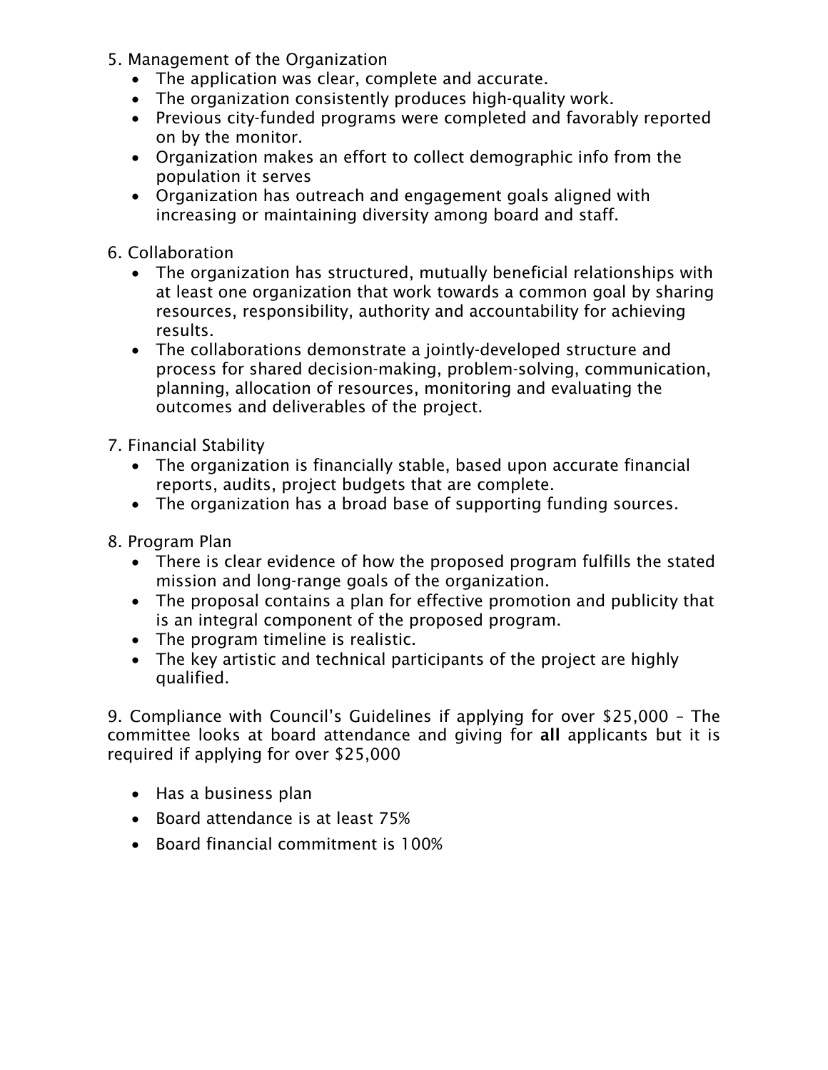5. Management of the Organization
   - The application was clear, complete and accurate.
   - The organization consistently produces high-quality work.
   - Previous city-funded programs were completed and favorably reported on by the monitor.
   - Organization makes an effort to collect demographic info from the population it serves
   - Organization has outreach and engagement goals aligned with increasing or maintaining diversity among board and staff.

6. Collaboration
   - The organization has structured, mutually beneficial relationships with at least one organization that work towards a common goal by sharing resources, responsibility, authority and accountability for achieving results.
   - The collaborations demonstrate a jointly-developed structure and process for shared decision-making, problem-solving, communication, planning, allocation of resources, monitoring and evaluating the outcomes and deliverables of the project.

7. Financial Stability
   - The organization is financially stable, based upon accurate financial reports, audits, project budgets that are complete.
   - The organization has a broad base of supporting funding sources.

8. Program Plan
   - There is clear evidence of how the proposed program fulfills the stated mission and long-range goals of the organization.
   - The proposal contains a plan for effective promotion and publicity that is an integral component of the proposed program.
   - The program timeline is realistic.
   - The key artistic and technical participants of the project are highly qualified.

9. Compliance with Council's Guidelines if applying for over $25,000 – The committee looks at board attendance and giving for **all** applicants but it is required if applying for over $25,000

- Has a business plan
- Board attendance is at least 75%
- Board financial commitment is 100%